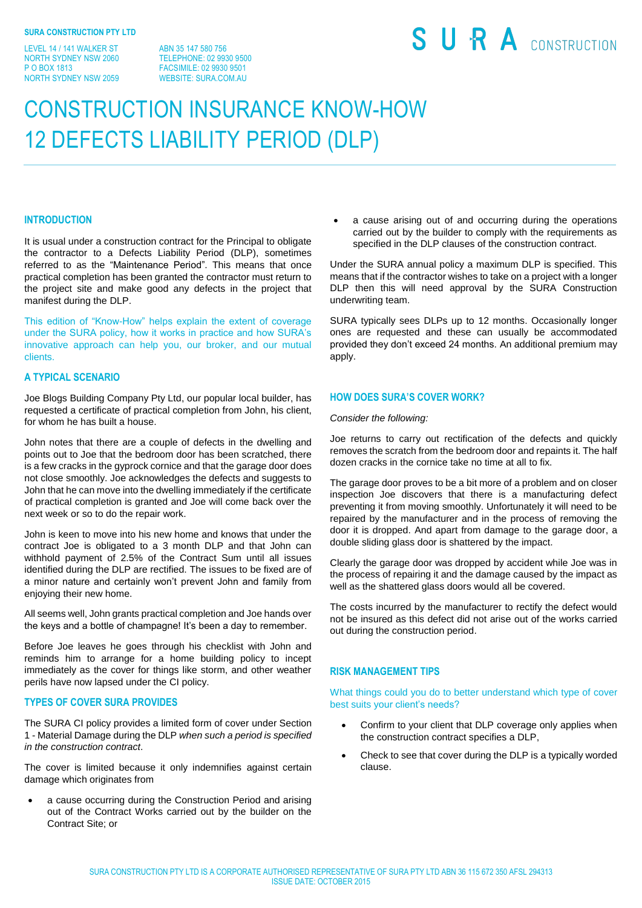**SURA CONSTRUCTION PTY LTD**

LEVEL 14 / 141 WALKER ST
NORTH SYDNEY NSW 2060
P O BOX 1813
NORTH SYDNEY NSW 2059

ABN 35 147 580 756
TELEPHONE: 02 9930 9500
FACSIMILE: 02 9930 9501
WEBSITE: SURA.COM.AU

S U R A CONSTRUCTION

# CONSTRUCTION INSURANCE KNOW-HOW
# 12 DEFECTS LIABILITY PERIOD (DLP)

## INTRODUCTION

It is usual under a construction contract for the Principal to obligate the contractor to a Defects Liability Period (DLP), sometimes referred to as the "Maintenance Period". This means that once practical completion has been granted the contractor must return to the project site and make good any defects in the project that manifest during the DLP.

This edition of "Know-How" helps explain the extent of coverage under the SURA policy, how it works in practice and how SURA's innovative approach can help you, our broker, and our mutual clients.

## A TYPICAL SCENARIO

Joe Blogs Building Company Pty Ltd, our popular local builder, has requested a certificate of practical completion from John, his client, for whom he has built a house.

John notes that there are a couple of defects in the dwelling and points out to Joe that the bedroom door has been scratched, there is a few cracks in the gyprock cornice and that the garage door does not close smoothly. Joe acknowledges the defects and suggests to John that he can move into the dwelling immediately if the certificate of practical completion is granted and Joe will come back over the next week or so to do the repair work.

John is keen to move into his new home and knows that under the contract Joe is obligated to a 3 month DLP and that John can withhold payment of 2.5% of the Contract Sum until all issues identified during the DLP are rectified. The issues to be fixed are of a minor nature and certainly won't prevent John and family from enjoying their new home.

All seems well, John grants practical completion and Joe hands over the keys and a bottle of champagne! It's been a day to remember.

Before Joe leaves he goes through his checklist with John and reminds him to arrange for a home building policy to incept immediately as the cover for things like storm, and other weather perils have now lapsed under the CI policy.

## TYPES OF COVER SURA PROVIDES

The SURA CI policy provides a limited form of cover under Section 1 - Material Damage during the DLP *when such a period is specified in the construction contract*.

The cover is limited because it only indemnifies against certain damage which originates from

- a cause occurring during the Construction Period and arising out of the Contract Works carried out by the builder on the Contract Site; or
- a cause arising out of and occurring during the operations carried out by the builder to comply with the requirements as specified in the DLP clauses of the construction contract.

Under the SURA annual policy a maximum DLP is specified. This means that if the contractor wishes to take on a project with a longer DLP then this will need approval by the SURA Construction underwriting team.

SURA typically sees DLPs up to 12 months. Occasionally longer ones are requested and these can usually be accommodated provided they don't exceed 24 months. An additional premium may apply.

## HOW DOES SURA'S COVER WORK?

*Consider the following:*

Joe returns to carry out rectification of the defects and quickly removes the scratch from the bedroom door and repaints it. The half dozen cracks in the cornice take no time at all to fix.

The garage door proves to be a bit more of a problem and on closer inspection Joe discovers that there is a manufacturing defect preventing it from moving smoothly. Unfortunately it will need to be repaired by the manufacturer and in the process of removing the door it is dropped. And apart from damage to the garage door, a double sliding glass door is shattered by the impact.

Clearly the garage door was dropped by accident while Joe was in the process of repairing it and the damage caused by the impact as well as the shattered glass doors would all be covered.

The costs incurred by the manufacturer to rectify the defect would not be insured as this defect did not arise out of the works carried out during the construction period.

## RISK MANAGEMENT TIPS

What things could you do to better understand which type of cover best suits your client's needs?

- Confirm to your client that DLP coverage only applies when the construction contract specifies a DLP,
- Check to see that cover during the DLP is a typically worded clause.

SURA CONSTRUCTION PTY LTD IS A CORPORATE AUTHORISED REPRESENTATIVE OF SURA PTY LTD ABN 36 115 672 350 AFSL 294313
ISSUE DATE: OCTOBER 2015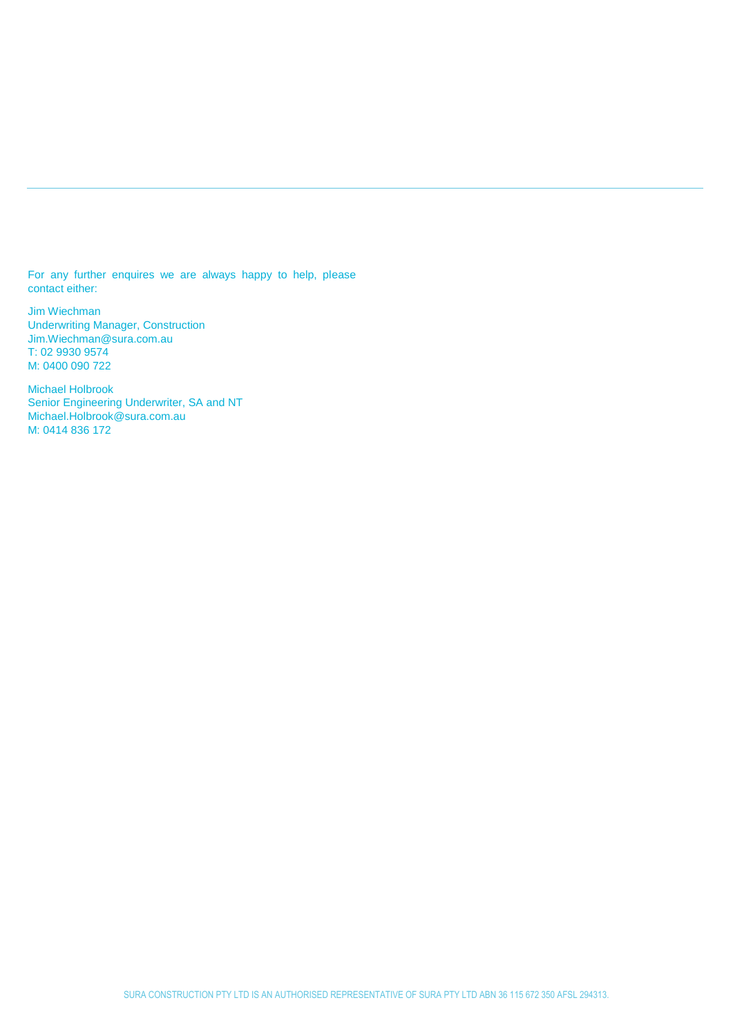For any further enquires we are always happy to help, please contact either:

Jim Wiechman  
Underwriting Manager, Construction  
Jim.Wiechman@sura.com.au  
T: 02 9930 9574  
M: 0400 090 722

Michael Holbrook  
Senior Engineering Underwriter, SA and NT  
Michael.Holbrook@sura.com.au  
M: 0414 836 172

SURA CONSTRUCTION PTY LTD IS AN AUTHORISED REPRESENTATIVE OF SURA PTY LTD ABN 36 115 672 350 AFSL 294313.